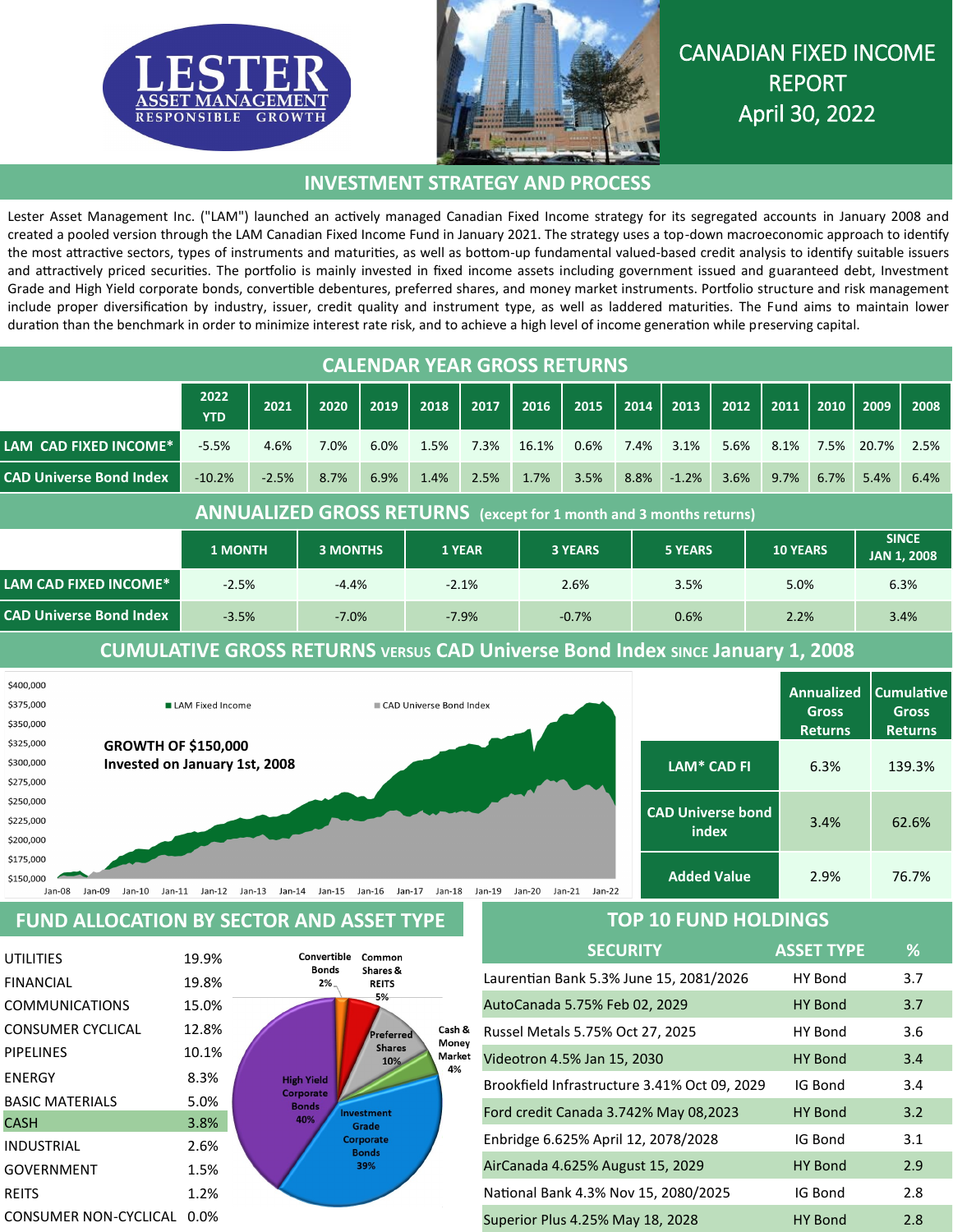# LESTER ASSET MANAGEMENT
RESPONSIBLE GROWTH

# CANADIAN FIXED INCOME REPORT
April 30, 2022

## INVESTMENT STRATEGY AND PROCESS

Lester Asset Management Inc. ("LAM") launched an actively managed Canadian Fixed Income strategy for its segregated accounts in January 2008 and created a pooled version through the LAM Canadian Fixed Income Fund in January 2021. The strategy uses a top-down macroeconomic approach to identify the most attractive sectors, types of instruments and maturities, as well as bottom-up fundamental valued-based credit analysis to identify suitable issuers and attractively priced securities. The portfolio is mainly invested in fixed income assets including government issued and guaranteed debt, Investment Grade and High Yield corporate bonds, convertible debentures, preferred shares, and money market instruments. Portfolio structure and risk management include proper diversification by industry, issuer, credit quality and instrument type, as well as laddered maturities. The Fund aims to maintain lower duration than the benchmark in order to minimize interest rate risk, and to achieve a high level of income generation while preserving capital.

## CALENDAR YEAR GROSS RETURNS

| | 2022 YTD | 2021 | 2020 | 2019 | 2018 | 2017 | 2016 | 2015 | 2014 | 2013 | 2012 | 2011 | 2010 | 2009 | 2008 |
|---|---|---|---|---|---|---|---|---|---|---|---|---|---|---|---|
| LAM CAD FIXED INCOME* | -5.5% | 4.6% | 7.0% | 6.0% | 1.5% | 7.3% | 16.1% | 0.6% | 7.4% | 3.1% | 5.6% | 8.1% | 7.5% | 20.7% | 2.5% |
| CAD Universe Bond Index | -10.2% | -2.5% | 8.7% | 6.9% | 1.4% | 2.5% | 1.7% | 3.5% | 8.8% | -1.2% | 3.6% | 9.7% | 6.7% | 5.4% | 6.4% |

## ANNUALIZED GROSS RETURNS (except for 1 month and 3 months returns)

| | 1 MONTH | 3 MONTHS | 1 YEAR | 3 YEARS | 5 YEARS | 10 YEARS | SINCE JAN 1, 2008 |
|---|---|---|---|---|---|---|---|
| LAM CAD FIXED INCOME* | -2.5% | -4.4% | -2.1% | 2.6% | 3.5% | 5.0% | 6.3% |
| CAD Universe Bond Index | -3.5% | -7.0% | -7.9% | -0.7% | 0.6% | 2.2% | 3.4% |

## CUMULATIVE GROSS RETURNS VERSUS CAD Universe Bond Index SINCE January 1, 2008

GROWTH OF $150,000 Invested on January 1st, 2008

| | Annualized Gross Returns | Cumulative Gross Returns |
|---|---|---|
| LAM* CAD FI | 6.3% | 139.3% |
| CAD Universe bond index | 3.4% | 62.6% |
| Added Value | 2.9% | 76.7% |

## FUND ALLOCATION BY SECTOR AND ASSET TYPE

| Sector | % |
|---|---|
| UTILITIES | 19.9% |
| FINANCIAL | 19.8% |
| COMMUNICATIONS | 15.0% |
| CONSUMER CYCLICAL | 12.8% |
| PIPELINES | 10.1% |
| ENERGY | 8.3% |
| BASIC MATERIALS | 5.0% |
| CASH | 3.8% |
| INDUSTRIAL | 2.6% |
| GOVERNMENT | 1.5% |
| REITS | 1.2% |
| CONSUMER NON-CYCLICAL | 0.0% |

| Asset Type | % |
|---|---|
| High Yield Corporate Bonds | 40% |
| Investment Grade Corporate Bonds | 39% |
| Preferred Shares | 10% |
| Common Shares & REITS | 5% |
| Cash & Money Market | 4% |
| Convertible Bonds | 2% |

## TOP 10 FUND HOLDINGS

| SECURITY | ASSET TYPE | % |
|---|---|---|
| Laurentian Bank 5.3% June 15, 2081/2026 | HY Bond | 3.7 |
| AutoCanada 5.75% Feb 02, 2029 | HY Bond | 3.7 |
| Russel Metals 5.75% Oct 27, 2025 | HY Bond | 3.6 |
| Videotron 4.5% Jan 15, 2030 | HY Bond | 3.4 |
| Brookfield Infrastructure 3.41% Oct 09, 2029 | IG Bond | 3.4 |
| Ford credit Canada 3.742% May 08,2023 | HY Bond | 3.2 |
| Enbridge 6.625% April 12, 2078/2028 | IG Bond | 3.1 |
| AirCanada 4.625% August 15, 2029 | HY Bond | 2.9 |
| National Bank 4.3% Nov 15, 2080/2025 | IG Bond | 2.8 |
| Superior Plus 4.25% May 18, 2028 | HY Bond | 2.8 |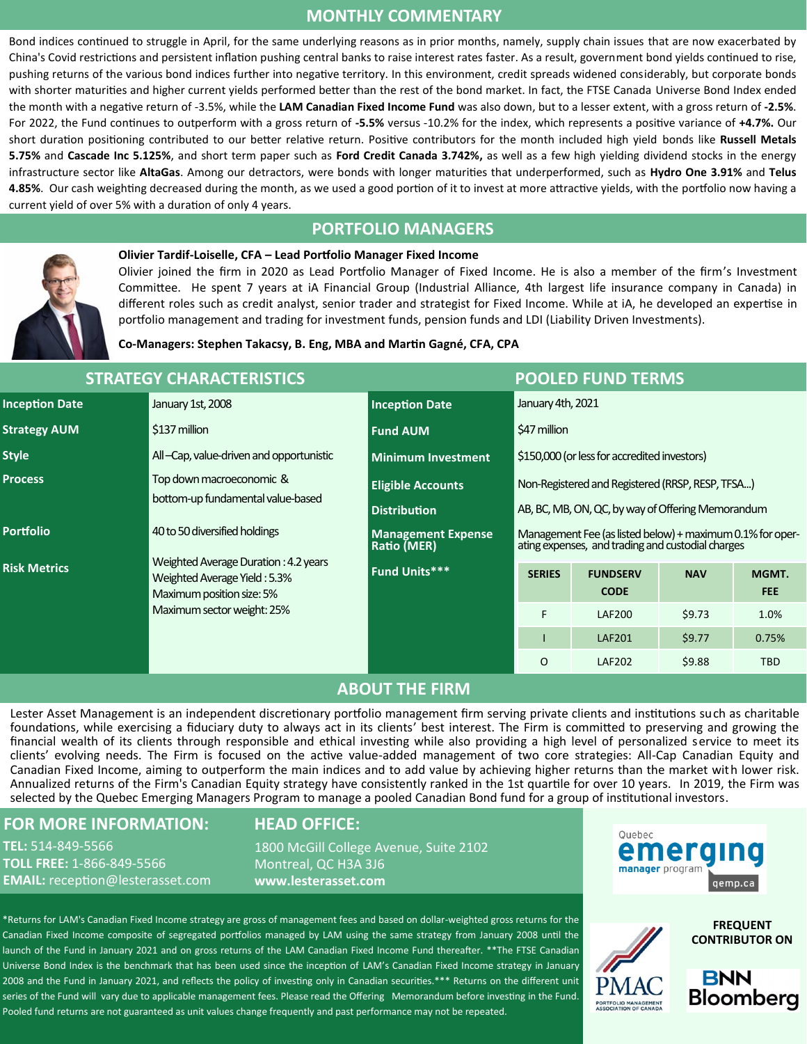## MONTHLY COMMENTARY

Bond indices continued to struggle in April, for the same underlying reasons as in prior months, namely, supply chain issues that are now exacerbated by China's Covid restrictions and persistent inflation pushing central banks to raise interest rates faster. As a result, government bond yields continued to rise, pushing returns of the various bond indices further into negative territory. In this environment, credit spreads widened considerably, but corporate bonds with shorter maturities and higher current yields performed better than the rest of the bond market. In fact, the FTSE Canada Universe Bond Index ended the month with a negative return of -3.5%, while the **LAM Canadian Fixed Income Fund** was also down, but to a lesser extent, with a gross return of **-2.5%**. For 2022, the Fund continues to outperform with a gross return of **-5.5%** versus -10.2% for the index, which represents a positive variance of **+4.7%.** Our short duration positioning contributed to our better relative return. Positive contributors for the month included high yield bonds like **Russell Metals 5.75%** and **Cascade Inc 5.125%**, and short term paper such as **Ford Credit Canada 3.742%,** as well as a few high yielding dividend stocks in the energy infrastructure sector like **AltaGas**. Among our detractors, were bonds with longer maturities that underperformed, such as **Hydro One 3.91%** and **Telus 4.85%**. Our cash weighting decreased during the month, as we used a good portion of it to invest at more attractive yields, with the portfolio now having a current yield of over 5% with a duration of only 4 years.

## PORTFOLIO MANAGERS

**Olivier Tardif-Loiselle, CFA – Lead Portfolio Manager Fixed Income**

Olivier joined the firm in 2020 as Lead Portfolio Manager of Fixed Income. He is also a member of the firm's Investment Committee. He spent 7 years at iA Financial Group (Industrial Alliance, 4th largest life insurance company in Canada) in different roles such as credit analyst, senior trader and strategist for Fixed Income. While at iA, he developed an expertise in portfolio management and trading for investment funds, pension funds and LDI (Liability Driven Investments).

**Co-Managers: Stephen Takacsy, B. Eng, MBA and Martin Gagné, CFA, CPA**

## STRATEGY CHARACTERISTICS

| | |
|---|---|
| **Inception Date** | January 1st, 2008 |
| **Strategy AUM** | $137 million |
| **Style** | All–Cap, value-driven and opportunistic |
| **Process** | Top down macroeconomic & bottom-up fundamental value-based |
| **Portfolio** | 40 to 50 diversified holdings |
| **Risk Metrics** | Weighted Average Duration : 4.2 years<br>Weighted Average Yield : 5.3%<br>Maximum position size: 5%<br>Maximum sector weight: 25% |

## POOLED FUND TERMS

| | |
|---|---|
| **Inception Date** | January 4th, 2021 |
| **Fund AUM** | $47 million |
| **Minimum Investment** | $150,000 (or less for accredited investors) |
| **Eligible Accounts** | Non-Registered and Registered (RRSP, RESP, TFSA...) |
| **Distribution** | AB, BC, MB, ON, QC, by way of Offering Memorandum |
| **Management Expense Ratio (MER)** | Management Fee (as listed below) + maximum 0.1% for operating expenses, and trading and custodial charges |

**Fund Units*****

| SERIES | FUNDSERV CODE | NAV | MGMT. FEE |
|---|---|---|---|
| F | LAF200 | $9.73 | 1.0% |
| I | LAF201 | $9.77 | 0.75% |
| O | LAF202 | $9.88 | TBD |

## ABOUT THE FIRM

Lester Asset Management is an independent discretionary portfolio management firm serving private clients and institutions such as charitable foundations, while exercising a fiduciary duty to always act in its clients' best interest. The Firm is committed to preserving and growing the financial wealth of its clients through responsible and ethical investing while also providing a high level of personalized service to meet its clients' evolving needs. The Firm is focused on the active value-added management of two core strategies: All-Cap Canadian Equity and Canadian Fixed Income, aiming to outperform the main indices and to add value by achieving higher returns than the market with lower risk. Annualized returns of the Firm's Canadian Equity strategy have consistently ranked in the 1st quartile for over 10 years. In 2019, the Firm was selected by the Quebec Emerging Managers Program to manage a pooled Canadian Bond fund for a group of institutional investors.

## FOR MORE INFORMATION:

**TEL:** 514-849-5566
**TOLL FREE:** 1-866-849-5566
**EMAIL:** reception@lesterasset.com

## HEAD OFFICE:

1800 McGill College Avenue, Suite 2102
Montreal, QC H3A 3J6
**www.lesterasset.com**

Quebec emerging manager program qemp.ca

*Returns for LAM's Canadian Fixed Income strategy are gross of management fees and based on dollar-weighted gross returns for the Canadian Fixed Income composite of segregated portfolios managed by LAM using the same strategy from January 2008 until the launch of the Fund in January 2021 and on gross returns of the LAM Canadian Fixed Income Fund thereafter. **The FTSE Canadian Universe Bond Index is the benchmark that has been used since the inception of LAM's Canadian Fixed Income strategy in January 2008 and the Fund in January 2021, and reflects the policy of investing only in Canadian securities.*** Returns on the different unit series of the Fund will vary due to applicable management fees. Please read the Offering Memorandum before investing in the Fund. Pooled fund returns are not guaranteed as unit values change frequently and past performance may not be repeated.

PMAC PORTFOLIO MANAGEMENT ASSOCIATION OF CANADA

**FREQUENT CONTRIBUTOR ON**

BNN Bloomberg